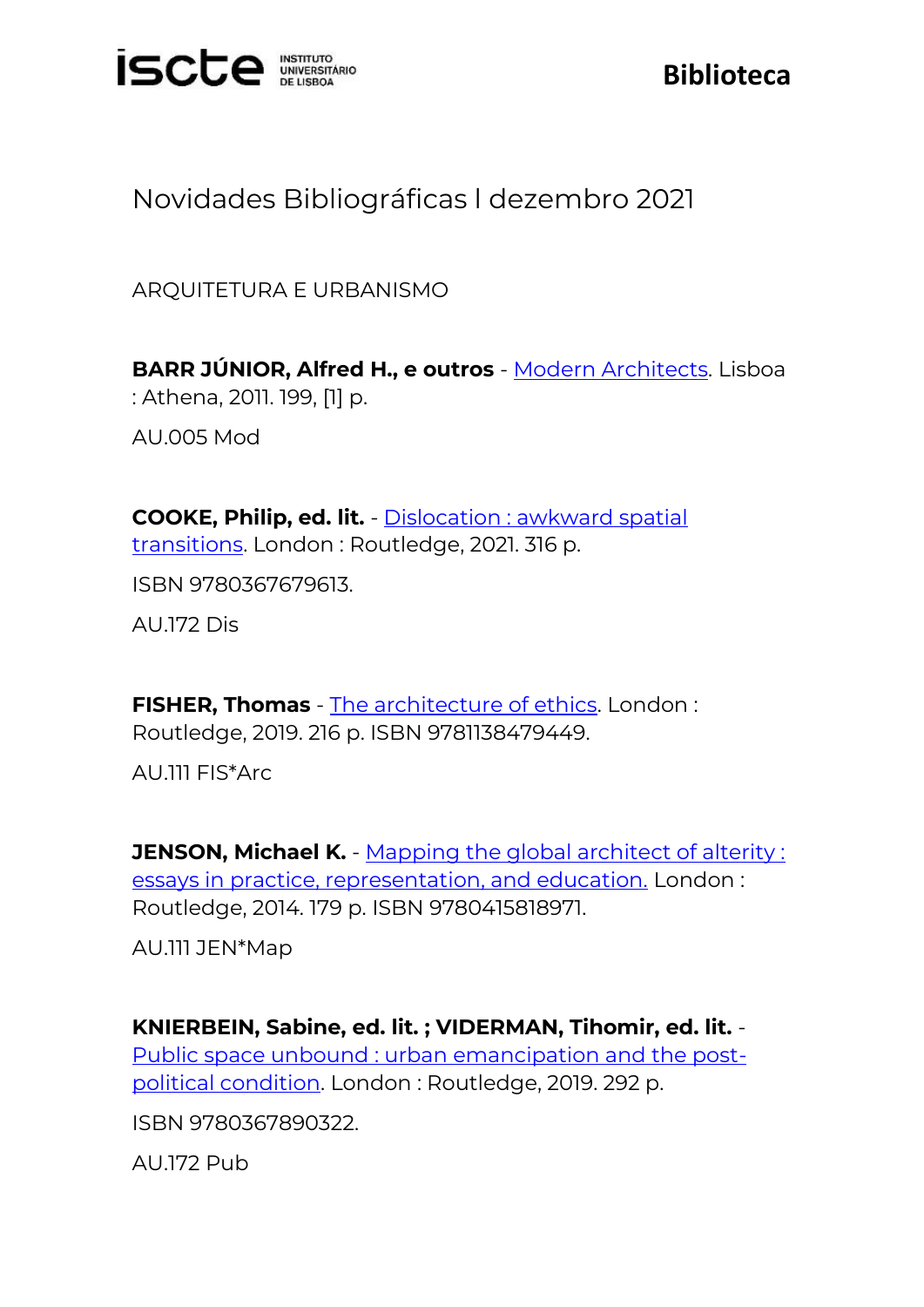# Novidades Bibliográficas l dezembro 2021

## ARQUITETURA E URBANISMO

**BARR JÚNIOR, Alfred H., e outros** - Modern Architects. Lisboa : Athena, 2011. 199, [1] p.

AU.005 Mod

**COOKE, Philip, ed. lit.** - Dislocation : awkward spatial transitions. London : Routledge, 2021. 316 p.

ISBN 9780367679613.

AU.172 Dis

**FISHER, Thomas** - The architecture of ethics. London : Routledge, 2019. 216 p. ISBN 9781138479449.

AU.111 FIS*Arc

**JENSON, Michael K.** - Mapping the global architect of alterity : essays in practice, representation, and education. London : Routledge, 2014. 179 p. ISBN 9780415818971.

AU.111 JEN*Map

**KNIERBEIN, Sabine, ed. lit. ; VIDERMAN, Tihomir, ed. lit.** - Public space unbound : urban emancipation and the post-political condition. London : Routledge, 2019. 292 p.

ISBN 9780367890322.

AU.172 Pub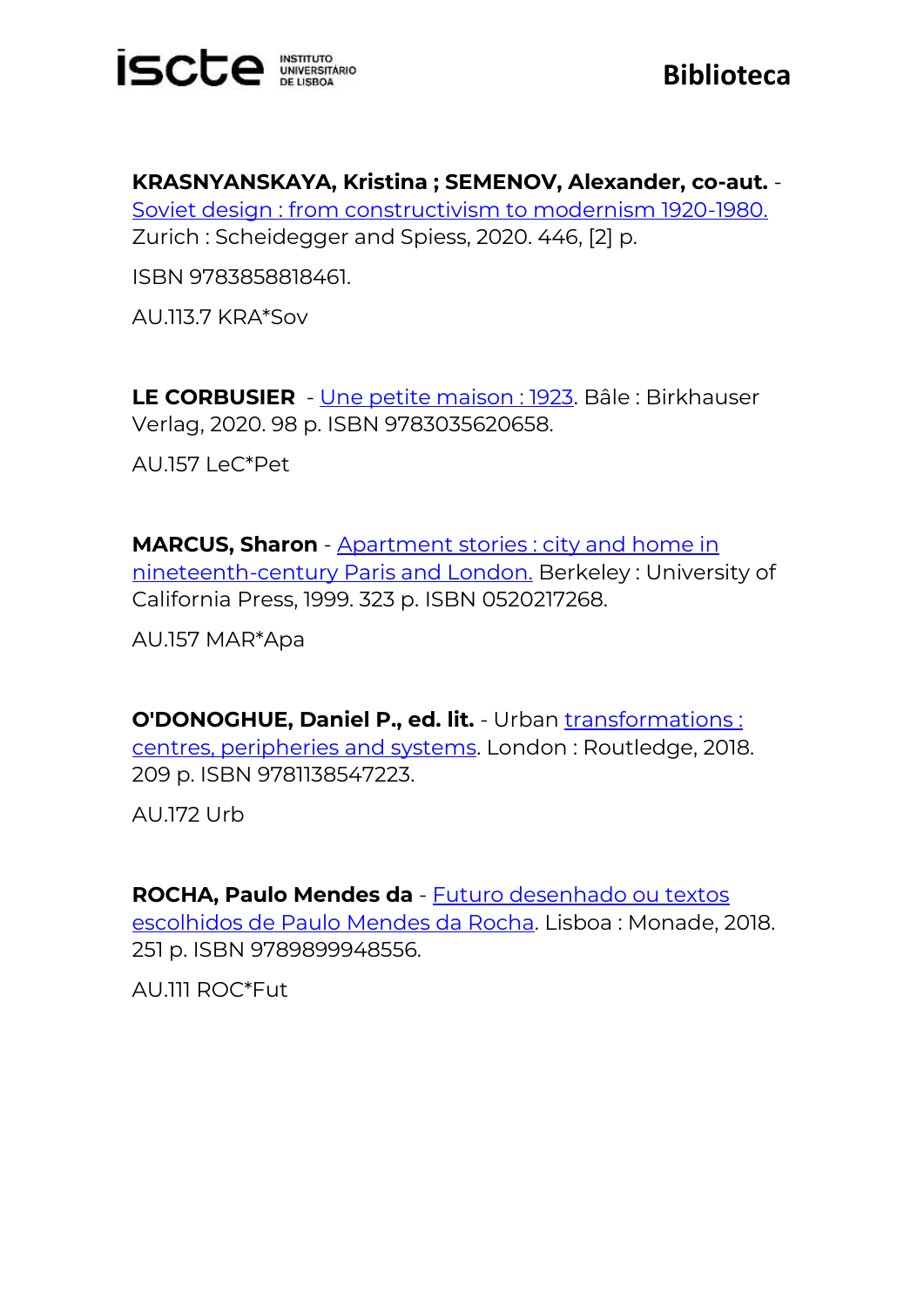**KRASNYANSKAYA, Kristina ; SEMENOV, Alexander, co-aut.** - Soviet design : from constructivism to modernism 1920-1980. Zurich : Scheidegger and Spiess, 2020. 446, [2] p.

ISBN 9783858818461.

AU.113.7 KRA*Sov

**LE CORBUSIER** - Une petite maison : 1923. Bâle : Birkhauser Verlag, 2020. 98 p. ISBN 9783035620658.

AU.157 LeC*Pet

**MARCUS, Sharon** - Apartment stories : city and home in nineteenth-century Paris and London. Berkeley : University of California Press, 1999. 323 p. ISBN 0520217268.

AU.157 MAR*Apa

**O'DONOGHUE, Daniel P., ed. lit.** - Urban transformations : centres, peripheries and systems. London : Routledge, 2018. 209 p. ISBN 9781138547223.

AU.172 Urb

**ROCHA, Paulo Mendes da** - Futuro desenhado ou textos escolhidos de Paulo Mendes da Rocha. Lisboa : Monade, 2018. 251 p. ISBN 9789899948556.

AU.111 ROC*Fut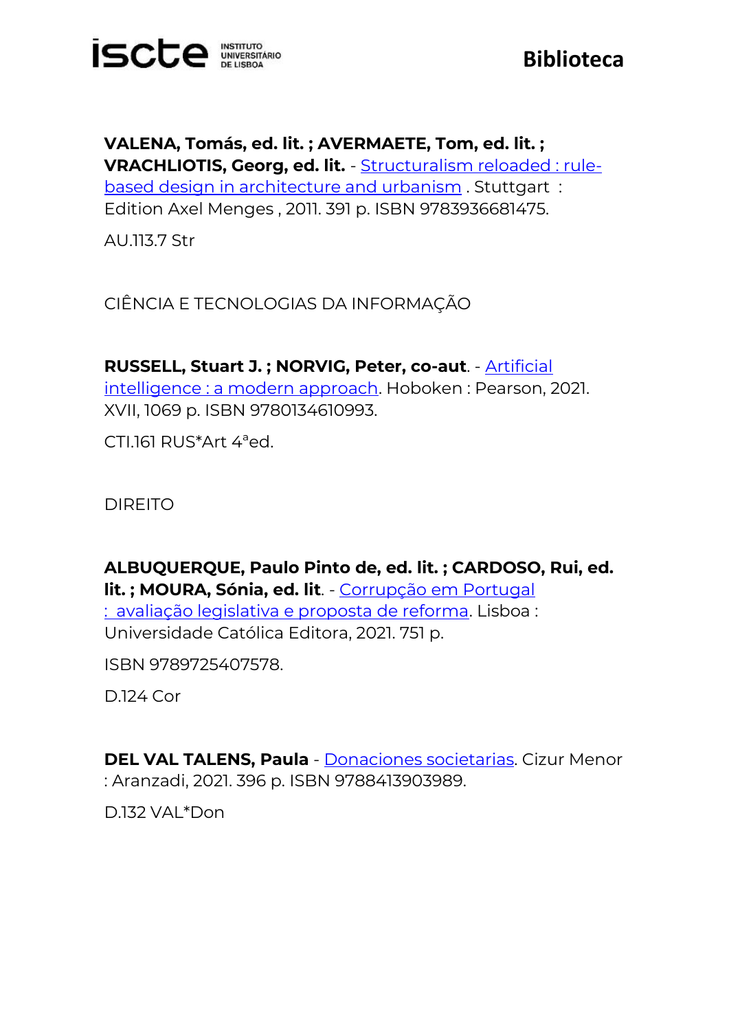**VALENA, Tomás, ed. lit. ; AVERMAETE, Tom, ed. lit. ; VRACHLIOTIS, Georg, ed. lit.** - Structuralism reloaded : rule-based design in architecture and urbanism . Stuttgart : Edition Axel Menges , 2011. 391 p. ISBN 9783936681475.

AU.113.7 Str

## CIÊNCIA E TECNOLOGIAS DA INFORMAÇÃO

**RUSSELL, Stuart J. ; NORVIG, Peter, co-aut**. - Artificial intelligence : a modern approach. Hoboken : Pearson, 2021. XVII, 1069 p. ISBN 9780134610993.

CTI.161 RUS*Art 4ªed.

## DIREITO

**ALBUQUERQUE, Paulo Pinto de, ed. lit. ; CARDOSO, Rui, ed. lit. ; MOURA, Sónia, ed. lit**. - Corrupção em Portugal : avaliação legislativa e proposta de reforma. Lisboa : Universidade Católica Editora, 2021. 751 p.

ISBN 9789725407578.

D.124 Cor

**DEL VAL TALENS, Paula** - Donaciones societarias. Cizur Menor : Aranzadi, 2021. 396 p. ISBN 9788413903989.

D.132 VAL*Don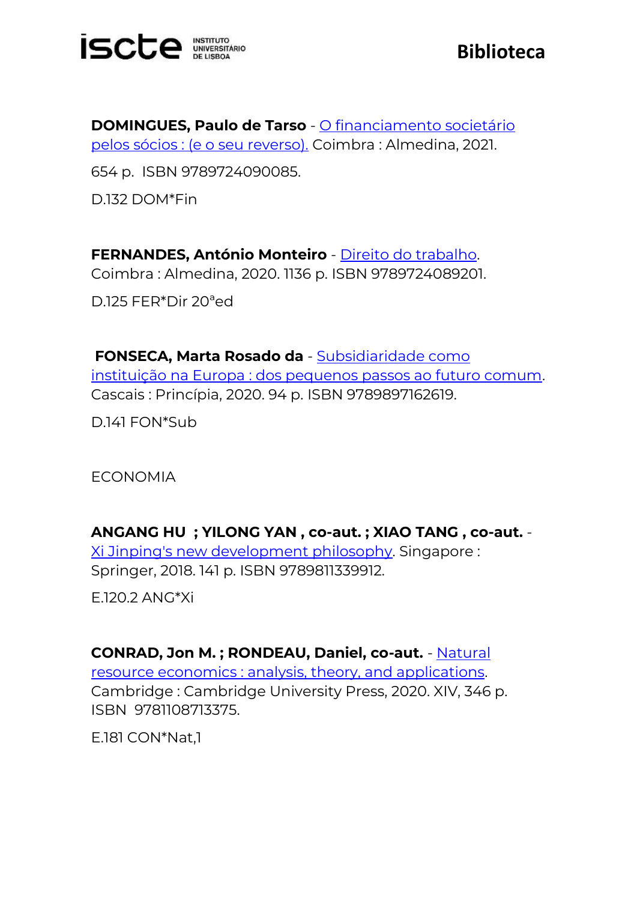**DOMINGUES, Paulo de Tarso** - O financiamento societário pelos sócios : (e o seu reverso). Coimbra : Almedina, 2021.

654 p. ISBN 9789724090085.

D.132 DOM*Fin

**FERNANDES, António Monteiro** - Direito do trabalho. Coimbra : Almedina, 2020. 1136 p. ISBN 9789724089201.

D.125 FER*Dir 20ªed

**FONSECA, Marta Rosado da** - Subsidiaridade como instituição na Europa : dos pequenos passos ao futuro comum. Cascais : Princípia, 2020. 94 p. ISBN 9789897162619.

D.141 FON*Sub

ECONOMIA

**ANGANG HU ; YILONG YAN , co-aut. ; XIAO TANG , co-aut.** - Xi Jinping's new development philosophy. Singapore : Springer, 2018. 141 p. ISBN 9789811339912.

E.120.2 ANG*Xi

**CONRAD, Jon M. ; RONDEAU, Daniel, co-aut.** - Natural resource economics : analysis, theory, and applications. Cambridge : Cambridge University Press, 2020. XIV, 346 p. ISBN 9781108713375.

E.181 CON*Nat,1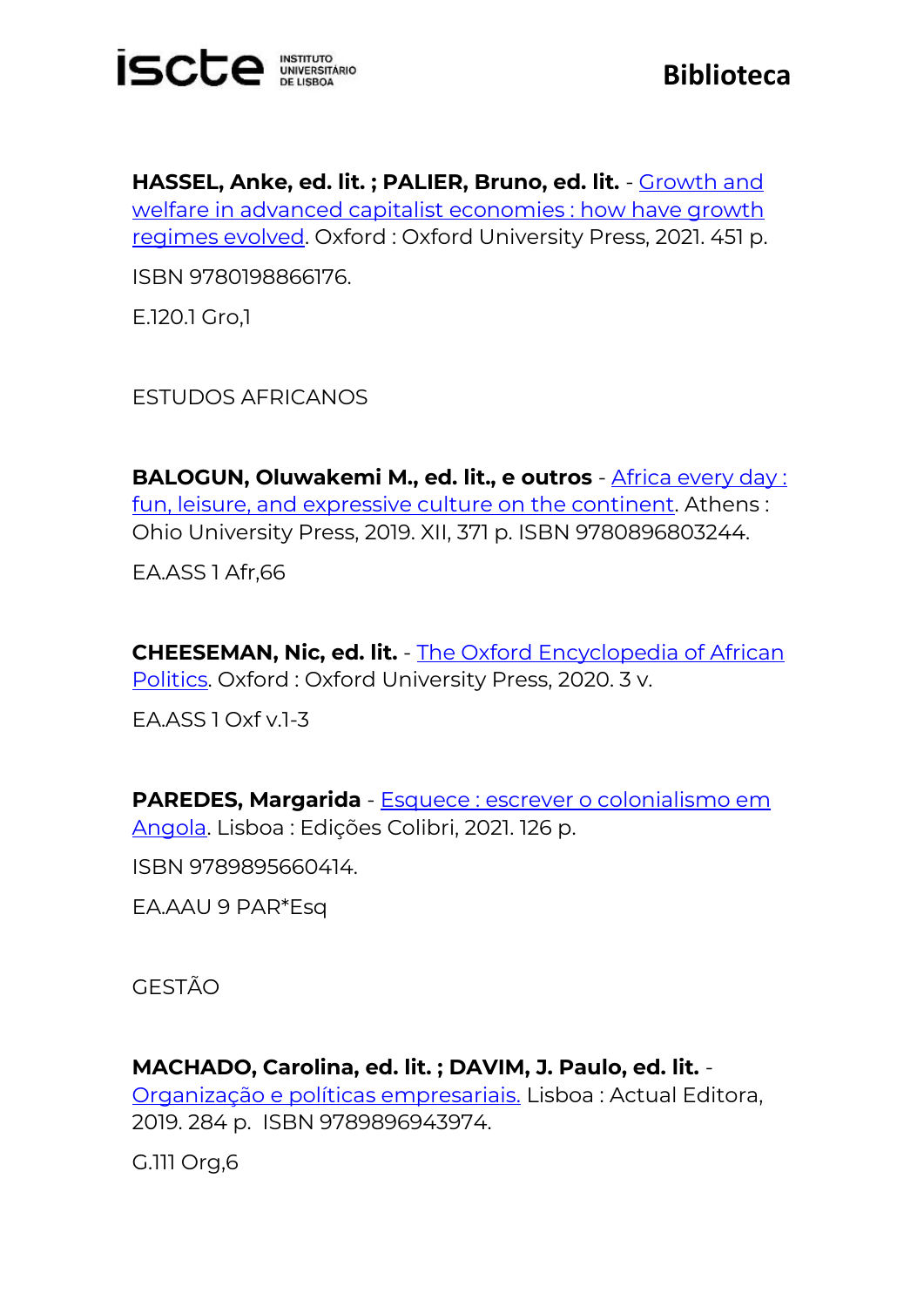**HASSEL, Anke, ed. lit. ; PALIER, Bruno, ed. lit.** - Growth and welfare in advanced capitalist economies : how have growth regimes evolved. Oxford : Oxford University Press, 2021. 451 p.

ISBN 9780198866176.

E.120.1 Gro,1

ESTUDOS AFRICANOS

**BALOGUN, Oluwakemi M., ed. lit., e outros** - Africa every day : fun, leisure, and expressive culture on the continent. Athens : Ohio University Press, 2019. XII, 371 p. ISBN 9780896803244.

EA.ASS 1 Afr,66

**CHEESEMAN, Nic, ed. lit.** - The Oxford Encyclopedia of African Politics. Oxford : Oxford University Press, 2020. 3 v.

EA.ASS 1 Oxf v.1-3

**PAREDES, Margarida** - Esquece : escrever o colonialismo em Angola. Lisboa : Edições Colibri, 2021. 126 p.

ISBN 9789895660414.

EA.AAU 9 PAR*Esq

GESTÃO

**MACHADO, Carolina, ed. lit. ; DAVIM, J. Paulo, ed. lit.** - Organização e políticas empresariais. Lisboa : Actual Editora, 2019. 284 p. ISBN 9789896943974.

G.111 Org,6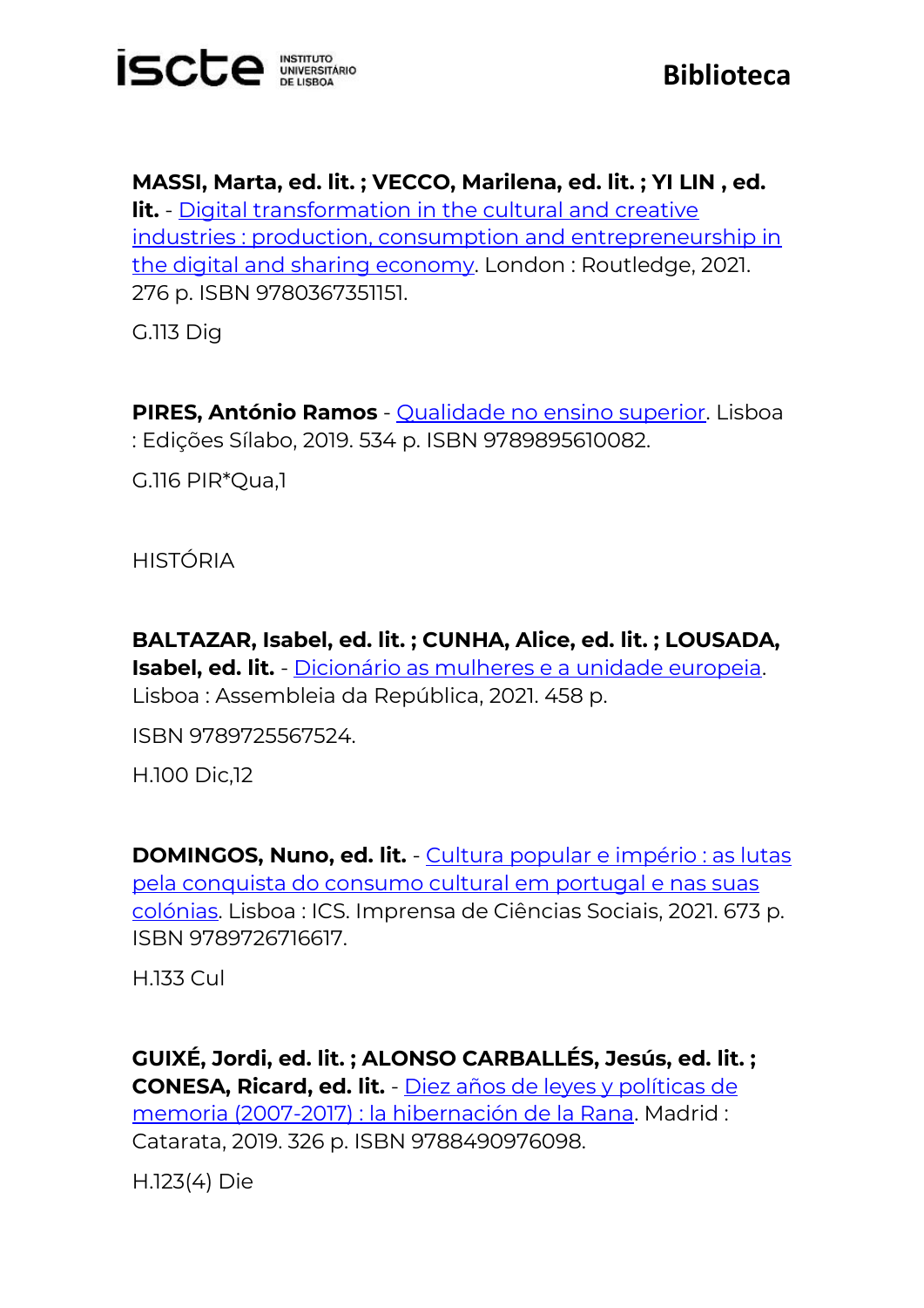**MASSI, Marta, ed. lit. ; VECCO, Marilena, ed. lit. ; YI LIN , ed. lit.** - Digital transformation in the cultural and creative industries : production, consumption and entrepreneurship in the digital and sharing economy. London : Routledge, 2021. 276 p. ISBN 9780367351151.

G.113 Dig

**PIRES, António Ramos** - Qualidade no ensino superior. Lisboa : Edições Sílabo, 2019. 534 p. ISBN 9789895610082.

G.116 PIR*Qua,1

HISTÓRIA

**BALTAZAR, Isabel, ed. lit. ; CUNHA, Alice, ed. lit. ; LOUSADA, Isabel, ed. lit.** - Dicionário as mulheres e a unidade europeia. Lisboa : Assembleia da República, 2021. 458 p.

ISBN 9789725567524.

H.100 Dic,12

**DOMINGOS, Nuno, ed. lit.** - Cultura popular e império : as lutas pela conquista do consumo cultural em portugal e nas suas colónias. Lisboa : ICS. Imprensa de Ciências Sociais, 2021. 673 p. ISBN 9789726716617.

H.133 Cul

**GUIXÉ, Jordi, ed. lit. ; ALONSO CARBALLÉS, Jesús, ed. lit. ; CONESA, Ricard, ed. lit.** - Diez años de leyes y políticas de memoria (2007-2017) : la hibernación de la Rana. Madrid : Catarata, 2019. 326 p. ISBN 9788490976098.

H.123(4) Die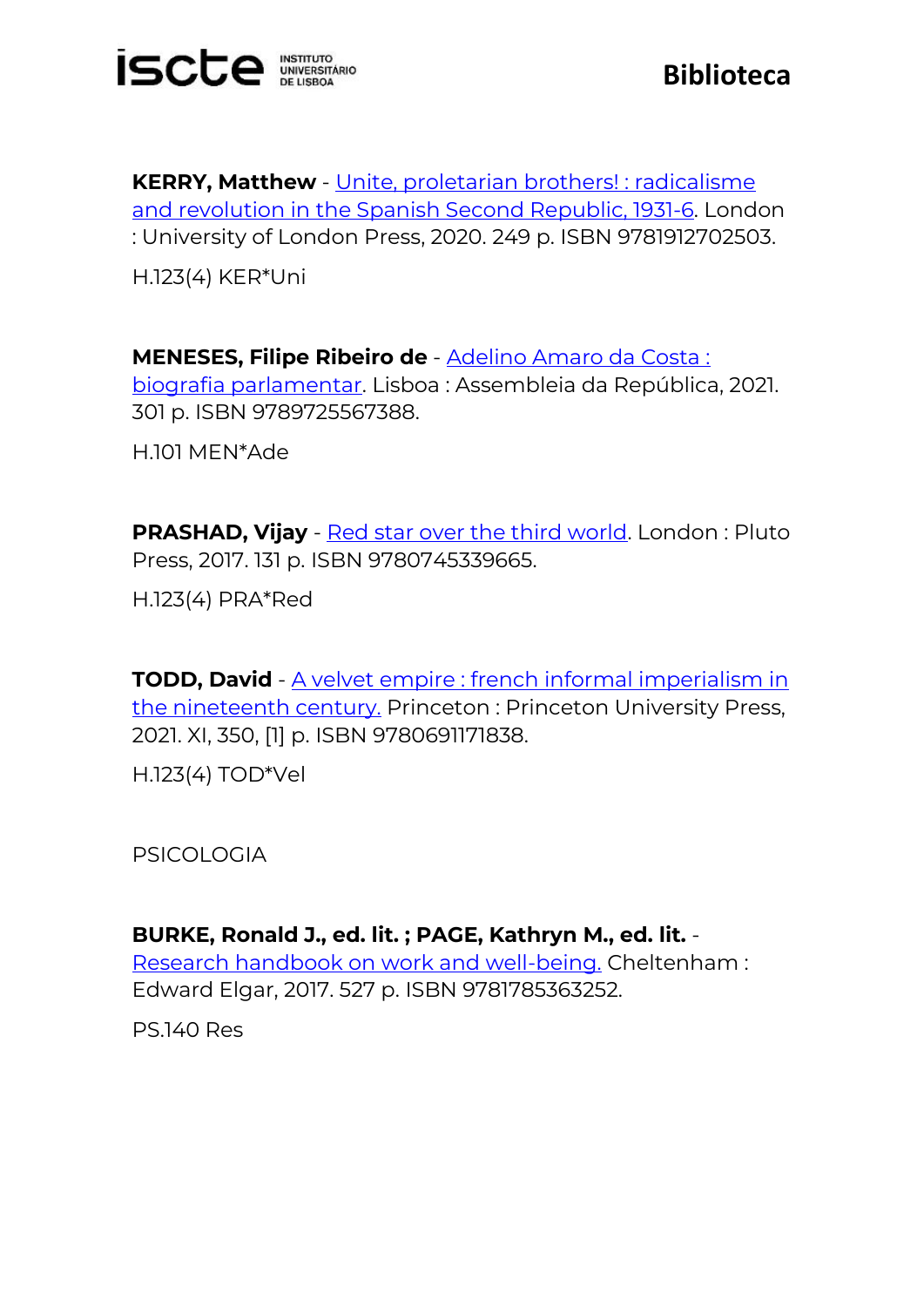**KERRY, Matthew** - Unite, proletarian brothers! : radicalisme and revolution in the Spanish Second Republic, 1931-6. London : University of London Press, 2020. 249 p. ISBN 9781912702503.

H.123(4) KER*Uni

**MENESES, Filipe Ribeiro de** - Adelino Amaro da Costa : biografia parlamentar. Lisboa : Assembleia da República, 2021. 301 p. ISBN 9789725567388.

H.101 MEN*Ade

**PRASHAD, Vijay** - Red star over the third world. London : Pluto Press, 2017. 131 p. ISBN 9780745339665.

H.123(4) PRA*Red

**TODD, David** - A velvet empire : french informal imperialism in the nineteenth century. Princeton : Princeton University Press, 2021. XI, 350, [1] p. ISBN 9780691171838.

H.123(4) TOD*Vel

PSICOLOGIA

**BURKE, Ronald J., ed. lit. ; PAGE, Kathryn M., ed. lit.** - Research handbook on work and well-being. Cheltenham : Edward Elgar, 2017. 527 p. ISBN 9781785363252.

PS.140 Res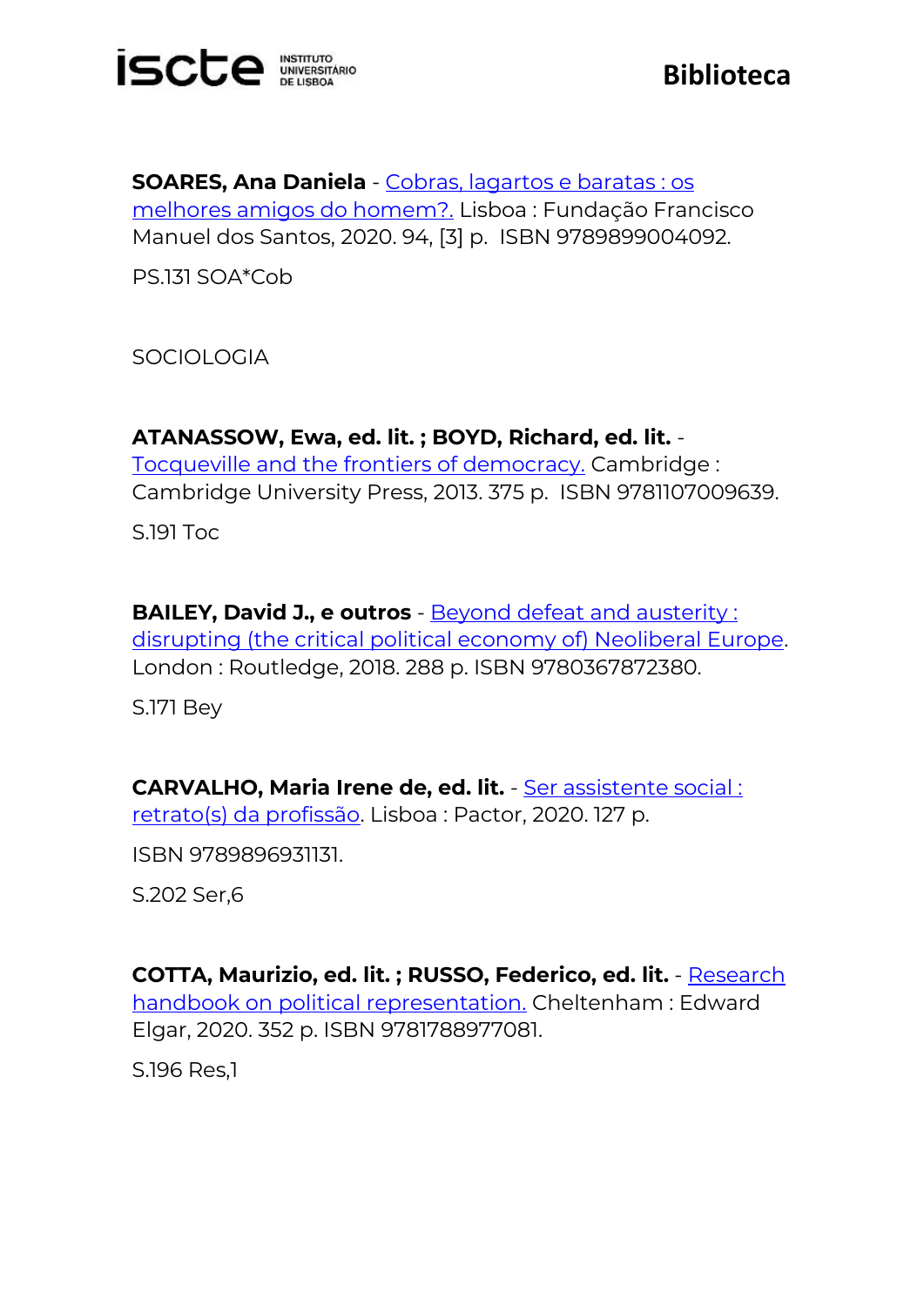**SOARES, Ana Daniela** - Cobras, lagartos e baratas : os melhores amigos do homem?. Lisboa : Fundação Francisco Manuel dos Santos, 2020. 94, [3] p. ISBN 9789899004092.

PS.131 SOA*Cob

SOCIOLOGIA

**ATANASSOW, Ewa, ed. lit. ; BOYD, Richard, ed. lit.** - Tocqueville and the frontiers of democracy. Cambridge : Cambridge University Press, 2013. 375 p. ISBN 9781107009639.

S.191 Toc

**BAILEY, David J., e outros** - Beyond defeat and austerity : disrupting (the critical political economy of) Neoliberal Europe. London : Routledge, 2018. 288 p. ISBN 9780367872380.

S.171 Bey

**CARVALHO, Maria Irene de, ed. lit.** - Ser assistente social : retrato(s) da profissão. Lisboa : Pactor, 2020. 127 p.

ISBN 9789896931131.

S.202 Ser,6

**COTTA, Maurizio, ed. lit. ; RUSSO, Federico, ed. lit.** - Research handbook on political representation. Cheltenham : Edward Elgar, 2020. 352 p. ISBN 9781788977081.

S.196 Res,1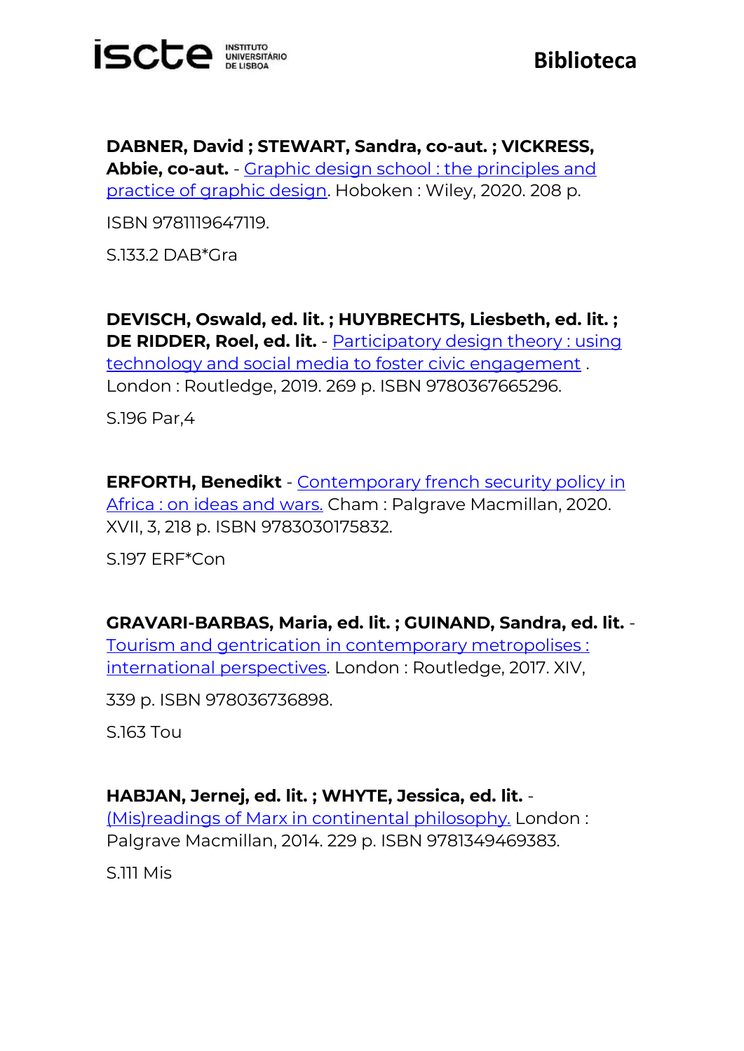**DABNER, David ; STEWART, Sandra, co-aut. ; VICKRESS, Abbie, co-aut.** - Graphic design school : the principles and practice of graphic design. Hoboken : Wiley, 2020. 208 p.

ISBN 9781119647119.

S.133.2 DAB*Gra

**DEVISCH, Oswald, ed. lit. ; HUYBRECHTS, Liesbeth, ed. lit. ; DE RIDDER, Roel, ed. lit.** - Participatory design theory : using technology and social media to foster civic engagement . London : Routledge, 2019. 269 p. ISBN 9780367665296.

S.196 Par,4

**ERFORTH, Benedikt** - Contemporary french security policy in Africa : on ideas and wars. Cham : Palgrave Macmillan, 2020. XVII, 3, 218 p. ISBN 9783030175832.

S.197 ERF*Con

**GRAVARI-BARBAS, Maria, ed. lit. ; GUINAND, Sandra, ed. lit.** - Tourism and gentrication in contemporary metropolises : international perspectives. London : Routledge, 2017. XIV,

339 p. ISBN 978036736898.

S.163 Tou

**HABJAN, Jernej, ed. lit. ; WHYTE, Jessica, ed. lit.** - (Mis)readings of Marx in continental philosophy. London : Palgrave Macmillan, 2014. 229 p. ISBN 9781349469383.

S.111 Mis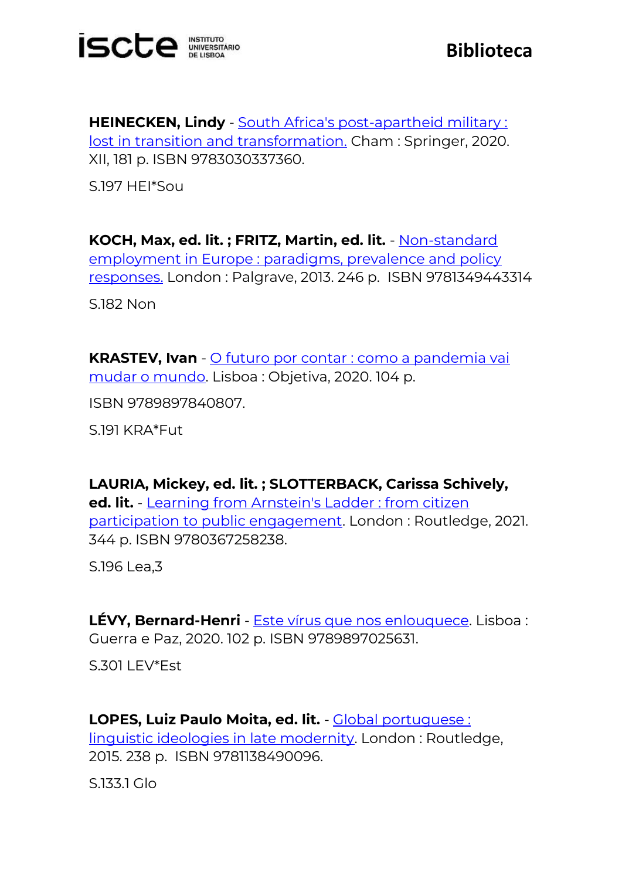**HEINECKEN, Lindy** - South Africa's post-apartheid military : lost in transition and transformation. Cham : Springer, 2020. XII, 181 p. ISBN 9783030337360.

S.197 HEI*Sou

**KOCH, Max, ed. lit. ; FRITZ, Martin, ed. lit.** - Non-standard employment in Europe : paradigms, prevalence and policy responses. London : Palgrave, 2013. 246 p. ISBN 9781349443314

S.182 Non

**KRASTEV, Ivan** - O futuro por contar : como a pandemia vai mudar o mundo. Lisboa : Objetiva, 2020. 104 p.

ISBN 9789897840807.

S.191 KRA*Fut

**LAURIA, Mickey, ed. lit. ; SLOTTERBACK, Carissa Schively, ed. lit.** - Learning from Arnstein's Ladder : from citizen participation to public engagement. London : Routledge, 2021. 344 p. ISBN 9780367258238.

S.196 Lea,3

**LÉVY, Bernard-Henri** - Este vírus que nos enlouquece. Lisboa : Guerra e Paz, 2020. 102 p. ISBN 9789897025631.

S.301 LEV*Est

**LOPES, Luiz Paulo Moita, ed. lit.** - Global portuguese : linguistic ideologies in late modernity. London : Routledge, 2015. 238 p. ISBN 9781138490096.

S.133.1 Glo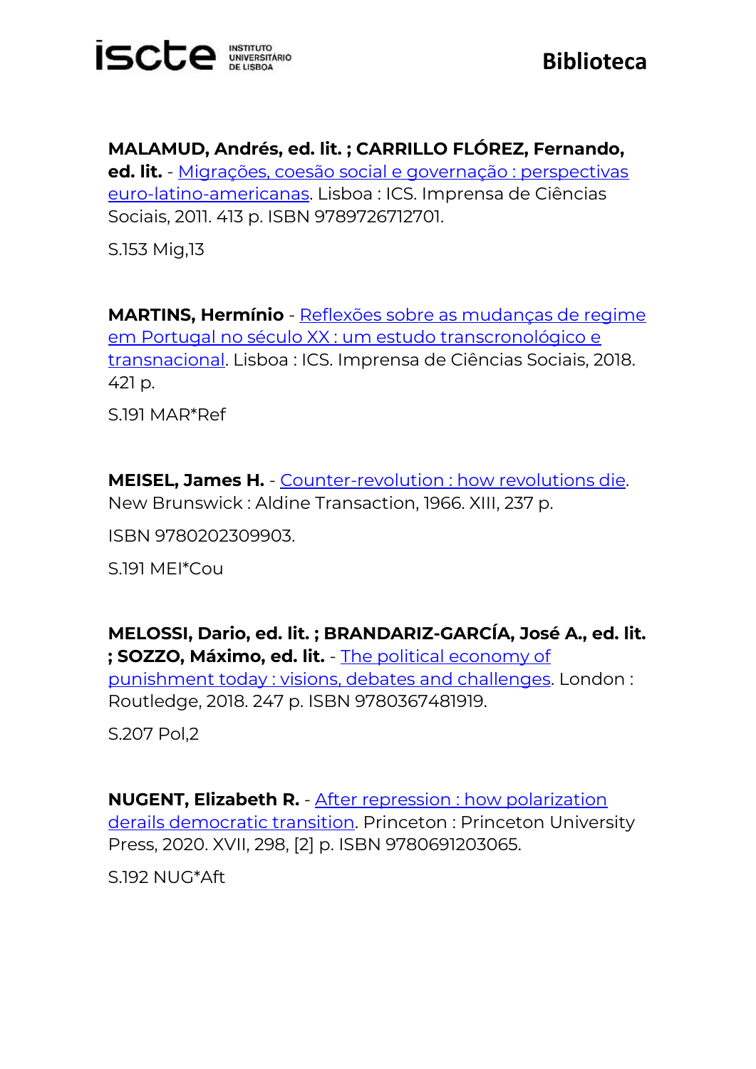**MALAMUD, Andrés, ed. lit. ; CARRILLO FLÓREZ, Fernando, ed. lit.** - Migrações, coesão social e governação : perspectivas euro-latino-americanas. Lisboa : ICS. Imprensa de Ciências Sociais, 2011. 413 p. ISBN 9789726712701.

S.153 Mig,13

**MARTINS, Hermínio** - Reflexões sobre as mudanças de regime em Portugal no século XX : um estudo transcronológico e transnacional. Lisboa : ICS. Imprensa de Ciências Sociais, 2018. 421 p.

S.191 MAR*Ref

**MEISEL, James H.** - Counter-revolution : how revolutions die. New Brunswick : Aldine Transaction, 1966. XIII, 237 p.

ISBN 9780202309903.

S.191 MEI*Cou

**MELOSSI, Dario, ed. lit. ; BRANDARIZ-GARCÍA, José A., ed. lit. ; SOZZO, Máximo, ed. lit.** - The political economy of punishment today : visions, debates and challenges. London : Routledge, 2018. 247 p. ISBN 9780367481919.

S.207 Pol,2

**NUGENT, Elizabeth R.** - After repression : how polarization derails democratic transition. Princeton : Princeton University Press, 2020. XVII, 298, [2] p. ISBN 9780691203065.

S.192 NUG*Aft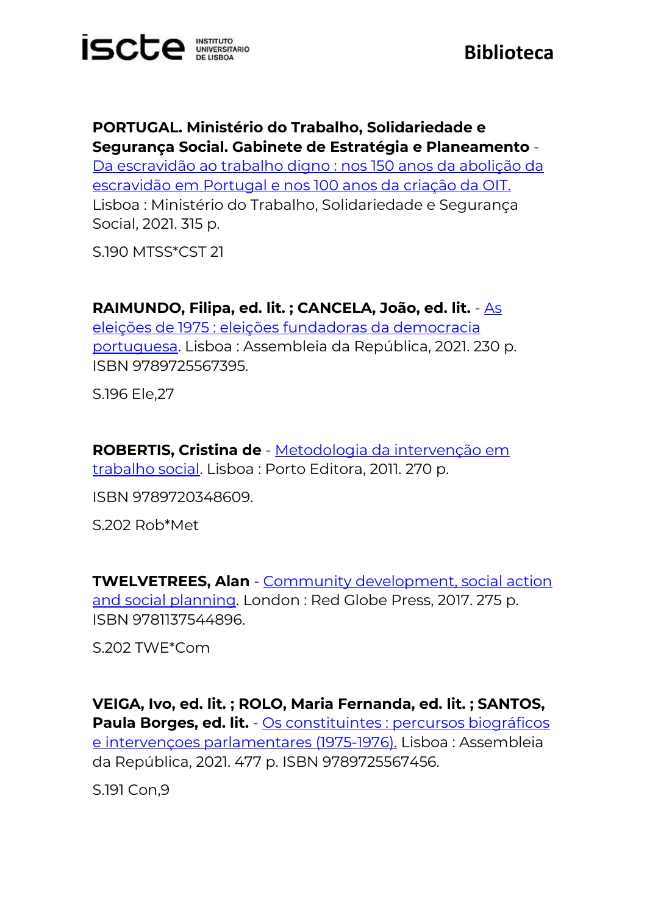**PORTUGAL. Ministério do Trabalho, Solidariedade e Segurança Social. Gabinete de Estratégia e Planeamento** - Da escravidão ao trabalho digno : nos 150 anos da abolição da escravidão em Portugal e nos 100 anos da criação da OIT. Lisboa : Ministério do Trabalho, Solidariedade e Segurança Social, 2021. 315 p.

S.190 MTSS*CST 21

**RAIMUNDO, Filipa, ed. lit. ; CANCELA, João, ed. lit.** - As eleições de 1975 : eleições fundadoras da democracia portuguesa. Lisboa : Assembleia da República, 2021. 230 p. ISBN 9789725567395.

S.196 Ele,27

**ROBERTIS, Cristina de** - Metodologia da intervenção em trabalho social. Lisboa : Porto Editora, 2011. 270 p.

ISBN 9789720348609.

S.202 Rob*Met

**TWELVETREES, Alan** - Community development, social action and social planning. London : Red Globe Press, 2017. 275 p. ISBN 9781137544896.

S.202 TWE*Com

**VEIGA, Ivo, ed. lit. ; ROLO, Maria Fernanda, ed. lit. ; SANTOS, Paula Borges, ed. lit.** - Os constituintes : percursos biográficos e intervençoes parlamentares (1975-1976). Lisboa : Assembleia da República, 2021. 477 p. ISBN 9789725567456.

S.191 Con,9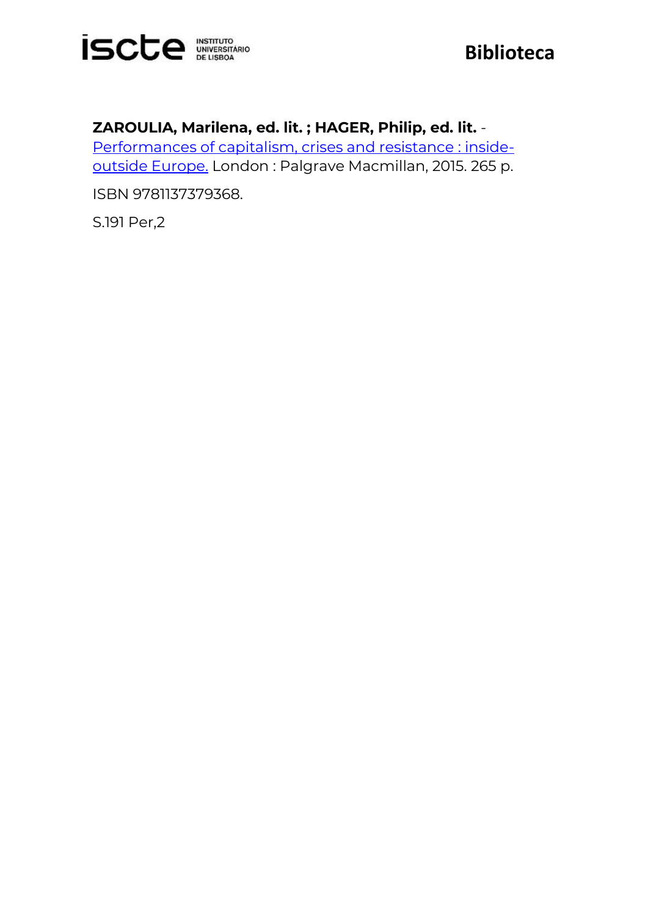**ZAROULIA, Marilena, ed. lit. ; HAGER, Philip, ed. lit.** - Performances of capitalism, crises and resistance : inside-outside Europe. London : Palgrave Macmillan, 2015. 265 p.

ISBN 9781137379368.

S.191 Per,2